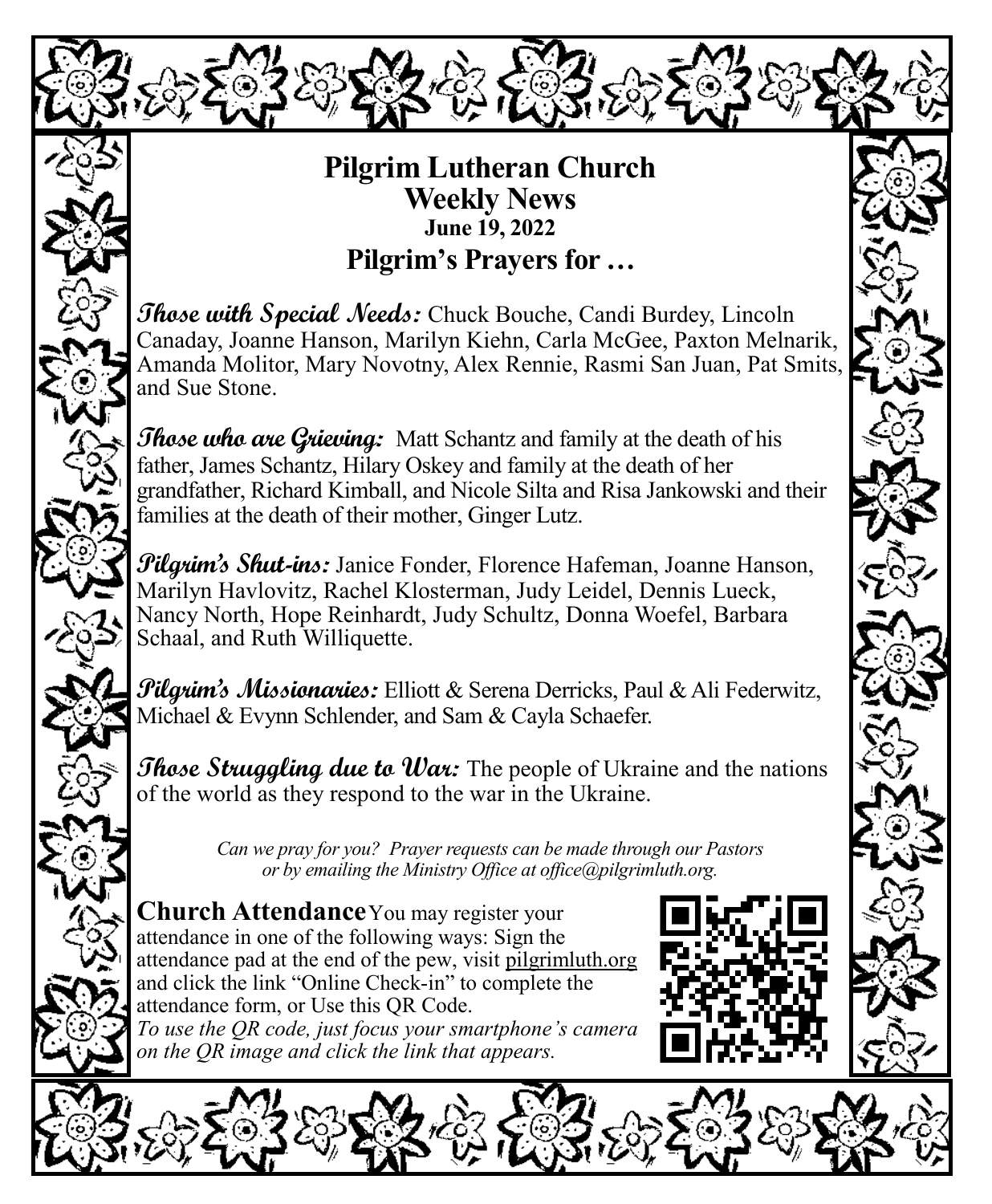# Pilgrim Lutheran Church
## Weekly News
### June 19, 2022
## Pilgrim's Prayers for …

***Those with Special Needs:*** Chuck Bouche, Candi Burdey, Lincoln Canaday, Joanne Hanson, Marilyn Kiehn, Carla McGee, Paxton Melnarik, Amanda Molitor, Mary Novotny, Alex Rennie, Rasmi San Juan, Pat Smits, and Sue Stone.

***Those who are Grieving:*** Matt Schantz and family at the death of his father, James Schantz, Hilary Oskey and family at the death of her grandfather, Richard Kimball, and Nicole Silta and Risa Jankowski and their families at the death of their mother, Ginger Lutz.

***Pilgrim's Shut-ins:*** Janice Fonder, Florence Hafeman, Joanne Hanson, Marilyn Havlovitz, Rachel Klosterman, Judy Leidel, Dennis Lueck, Nancy North, Hope Reinhardt, Judy Schultz, Donna Woefel, Barbara Schaal, and Ruth Williquette.

***Pilgrim's Missionaries:*** Elliott & Serena Derricks, Paul & Ali Federwitz, Michael & Evynn Schlender, and Sam & Cayla Schaefer.

***Those Struggling due to War:*** The people of Ukraine and the nations of the world as they respond to the war in the Ukraine.

*Can we pray for you? Prayer requests can be made through our Pastors or by emailing the Ministry Office at office@pilgrimluth.org.*

**Church Attendance** You may register your attendance in one of the following ways: Sign the attendance pad at the end of the pew, visit pilgrimluth.org and click the link "Online Check-in" to complete the attendance form, or Use this QR Code.
*To use the QR code, just focus your smartphone's camera on the QR image and click the link that appears.*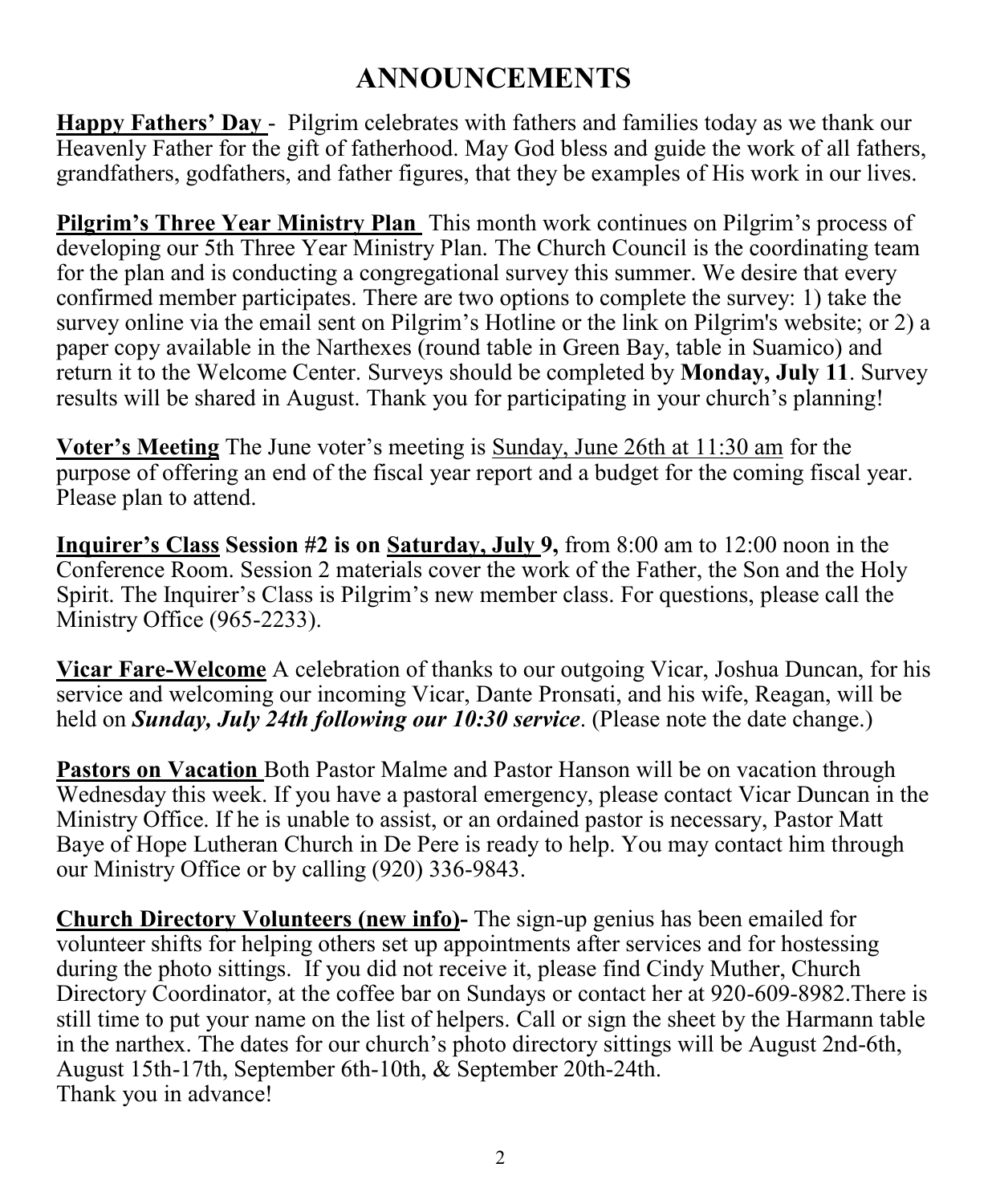# ANNOUNCEMENTS

**Happy Fathers' Day** - Pilgrim celebrates with fathers and families today as we thank our Heavenly Father for the gift of fatherhood. May God bless and guide the work of all fathers, grandfathers, godfathers, and father figures, that they be examples of His work in our lives.

**Pilgrim's Three Year Ministry Plan** This month work continues on Pilgrim's process of developing our 5th Three Year Ministry Plan. The Church Council is the coordinating team for the plan and is conducting a congregational survey this summer. We desire that every confirmed member participates. There are two options to complete the survey: 1) take the survey online via the email sent on Pilgrim's Hotline or the link on Pilgrim's website; or 2) a paper copy available in the Narthexes (round table in Green Bay, table in Suamico) and return it to the Welcome Center. Surveys should be completed by **Monday, July 11**. Survey results will be shared in August. Thank you for participating in your church's planning!

**Voter's Meeting** The June voter's meeting is Sunday, June 26th at 11:30 am for the purpose of offering an end of the fiscal year report and a budget for the coming fiscal year. Please plan to attend.

**Inquirer's Class Session #2 is on Saturday, July 9,** from 8:00 am to 12:00 noon in the Conference Room. Session 2 materials cover the work of the Father, the Son and the Holy Spirit. The Inquirer's Class is Pilgrim's new member class. For questions, please call the Ministry Office (965-2233).

**Vicar Fare-Welcome** A celebration of thanks to our outgoing Vicar, Joshua Duncan, for his service and welcoming our incoming Vicar, Dante Pronsati, and his wife, Reagan, will be held on ***Sunday, July 24th following our 10:30 service***. (Please note the date change.)

**Pastors on Vacation** Both Pastor Malme and Pastor Hanson will be on vacation through Wednesday this week. If you have a pastoral emergency, please contact Vicar Duncan in the Ministry Office. If he is unable to assist, or an ordained pastor is necessary, Pastor Matt Baye of Hope Lutheran Church in De Pere is ready to help. You may contact him through our Ministry Office or by calling (920) 336-9843.

**Church Directory Volunteers (new info)-** The sign-up genius has been emailed for volunteer shifts for helping others set up appointments after services and for hostessing during the photo sittings. If you did not receive it, please find Cindy Muther, Church Directory Coordinator, at the coffee bar on Sundays or contact her at 920-609-8982.There is still time to put your name on the list of helpers. Call or sign the sheet by the Harmann table in the narthex. The dates for our church's photo directory sittings will be August 2nd-6th, August 15th-17th, September 6th-10th, & September 20th-24th.
Thank you in advance!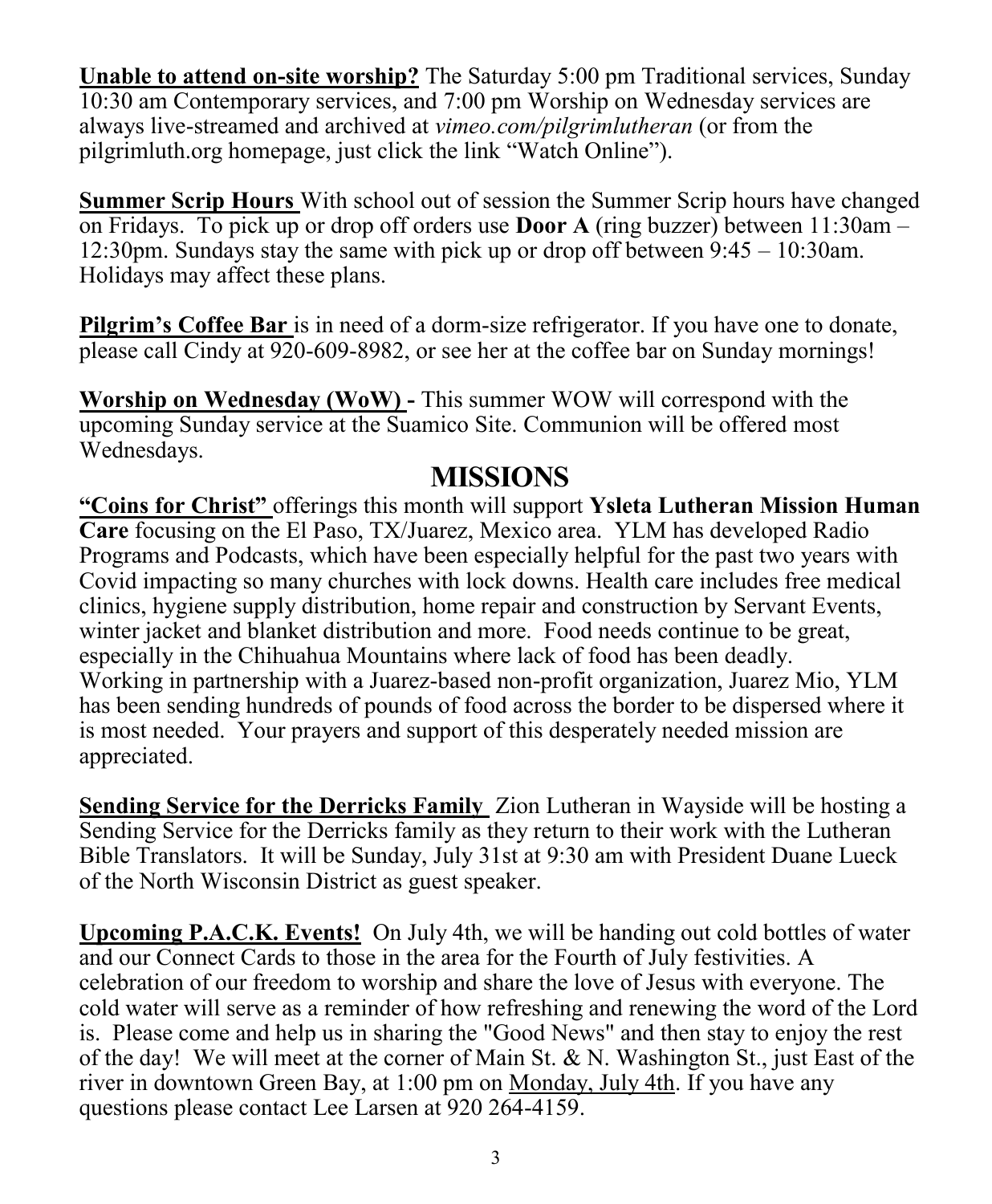**Unable to attend on-site worship?** The Saturday 5:00 pm Traditional services, Sunday 10:30 am Contemporary services, and 7:00 pm Worship on Wednesday services are always live-streamed and archived at *vimeo.com/pilgrimlutheran* (or from the pilgrimluth.org homepage, just click the link "Watch Online").

**Summer Scrip Hours** With school out of session the Summer Scrip hours have changed on Fridays. To pick up or drop off orders use **Door A** (ring buzzer) between 11:30am – 12:30pm. Sundays stay the same with pick up or drop off between 9:45 – 10:30am. Holidays may affect these plans.

**Pilgrim's Coffee Bar** is in need of a dorm-size refrigerator. If you have one to donate, please call Cindy at 920-609-8982, or see her at the coffee bar on Sunday mornings!

**Worship on Wednesday (WoW) -** This summer WOW will correspond with the upcoming Sunday service at the Suamico Site. Communion will be offered most Wednesdays.

## MISSIONS

**"Coins for Christ"** offerings this month will support **Ysleta Lutheran Mission Human Care** focusing on the El Paso, TX/Juarez, Mexico area. YLM has developed Radio Programs and Podcasts, which have been especially helpful for the past two years with Covid impacting so many churches with lock downs. Health care includes free medical clinics, hygiene supply distribution, home repair and construction by Servant Events, winter jacket and blanket distribution and more. Food needs continue to be great, especially in the Chihuahua Mountains where lack of food has been deadly. Working in partnership with a Juarez-based non-profit organization, Juarez Mio, YLM has been sending hundreds of pounds of food across the border to be dispersed where it is most needed. Your prayers and support of this desperately needed mission are appreciated.

**Sending Service for the Derricks Family** Zion Lutheran in Wayside will be hosting a Sending Service for the Derricks family as they return to their work with the Lutheran Bible Translators. It will be Sunday, July 31st at 9:30 am with President Duane Lueck of the North Wisconsin District as guest speaker.

**Upcoming P.A.C.K. Events!** On July 4th, we will be handing out cold bottles of water and our Connect Cards to those in the area for the Fourth of July festivities. A celebration of our freedom to worship and share the love of Jesus with everyone. The cold water will serve as a reminder of how refreshing and renewing the word of the Lord is. Please come and help us in sharing the "Good News" and then stay to enjoy the rest of the day! We will meet at the corner of Main St. & N. Washington St., just East of the river in downtown Green Bay, at 1:00 pm on Monday, July 4th. If you have any questions please contact Lee Larsen at 920 264-4159.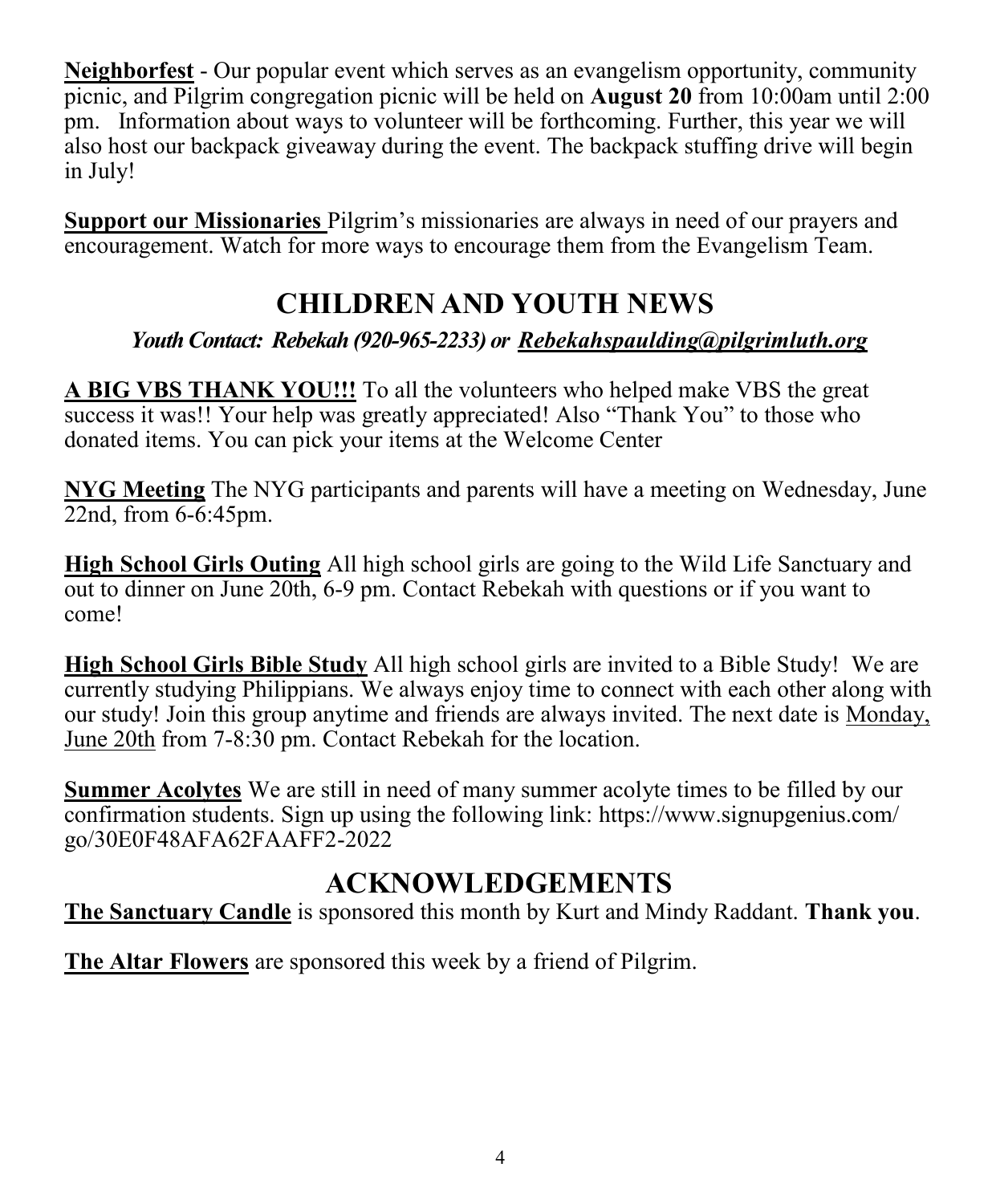**Neighborfest** - Our popular event which serves as an evangelism opportunity, community picnic, and Pilgrim congregation picnic will be held on **August 20** from 10:00am until 2:00 pm. Information about ways to volunteer will be forthcoming. Further, this year we will also host our backpack giveaway during the event. The backpack stuffing drive will begin in July!

**Support our Missionaries** Pilgrim's missionaries are always in need of our prayers and encouragement. Watch for more ways to encourage them from the Evangelism Team.

## CHILDREN AND YOUTH NEWS

***Youth Contact: Rebekah (920-965-2233) or Rebekahspaulding@pilgrimluth.org***

**A BIG VBS THANK YOU!!!** To all the volunteers who helped make VBS the great success it was!! Your help was greatly appreciated! Also "Thank You" to those who donated items. You can pick your items at the Welcome Center

**NYG Meeting** The NYG participants and parents will have a meeting on Wednesday, June 22nd, from 6-6:45pm.

**High School Girls Outing** All high school girls are going to the Wild Life Sanctuary and out to dinner on June 20th, 6-9 pm. Contact Rebekah with questions or if you want to come!

**High School Girls Bible Study** All high school girls are invited to a Bible Study! We are currently studying Philippians. We always enjoy time to connect with each other along with our study! Join this group anytime and friends are always invited. The next date is Monday, June 20th from 7-8:30 pm. Contact Rebekah for the location.

**Summer Acolytes** We are still in need of many summer acolyte times to be filled by our confirmation students. Sign up using the following link: https://www.signupgenius.com/go/30E0F48AFA62FAAFF2-2022

## ACKNOWLEDGEMENTS

**The Sanctuary Candle** is sponsored this month by Kurt and Mindy Raddant. **Thank you**.

**The Altar Flowers** are sponsored this week by a friend of Pilgrim.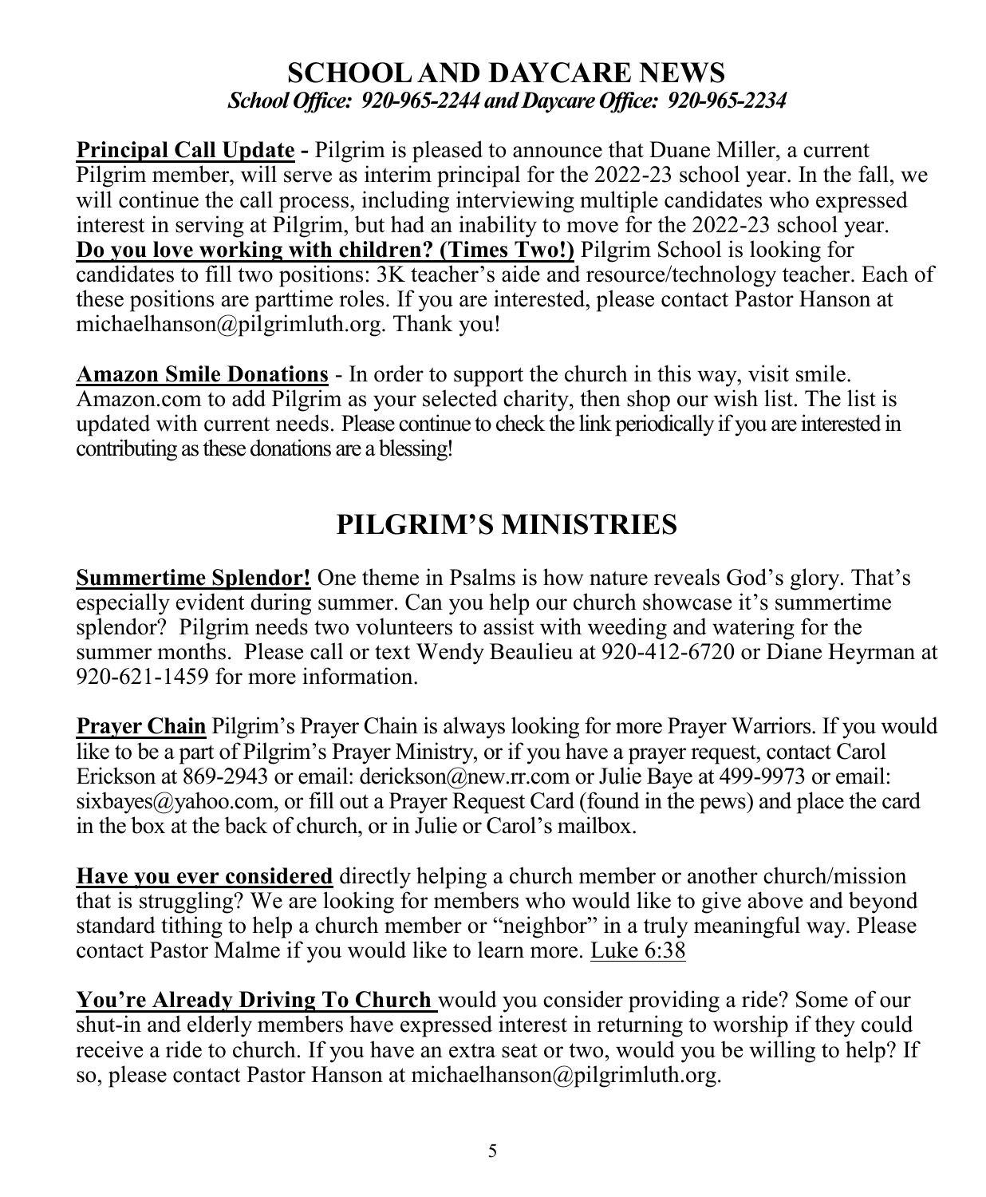# SCHOOL AND DAYCARE NEWS

***School Office: 920-965-2244 and Daycare Office: 920-965-2234***

**Principal Call Update -** Pilgrim is pleased to announce that Duane Miller, a current Pilgrim member, will serve as interim principal for the 2022-23 school year. In the fall, we will continue the call process, including interviewing multiple candidates who expressed interest in serving at Pilgrim, but had an inability to move for the 2022-23 school year.

**Do you love working with children? (Times Two!)** Pilgrim School is looking for candidates to fill two positions: 3K teacher's aide and resource/technology teacher. Each of these positions are parttime roles. If you are interested, please contact Pastor Hanson at michaelhanson@pilgrimluth.org. Thank you!

**Amazon Smile Donations** - In order to support the church in this way, visit smile. Amazon.com to add Pilgrim as your selected charity, then shop our wish list. The list is updated with current needs. Please continue to check the link periodically if you are interested in contributing as these donations are a blessing!

# PILGRIM'S MINISTRIES

**Summertime Splendor!** One theme in Psalms is how nature reveals God's glory. That's especially evident during summer. Can you help our church showcase it's summertime splendor? Pilgrim needs two volunteers to assist with weeding and watering for the summer months. Please call or text Wendy Beaulieu at 920-412-6720 or Diane Heyrman at 920-621-1459 for more information.

**Prayer Chain** Pilgrim's Prayer Chain is always looking for more Prayer Warriors. If you would like to be a part of Pilgrim's Prayer Ministry, or if you have a prayer request, contact Carol Erickson at 869-2943 or email: derickson@new.rr.com or Julie Baye at 499-9973 or email: sixbayes@yahoo.com, or fill out a Prayer Request Card (found in the pews) and place the card in the box at the back of church, or in Julie or Carol's mailbox.

**Have you ever considered** directly helping a church member or another church/mission that is struggling? We are looking for members who would like to give above and beyond standard tithing to help a church member or "neighbor" in a truly meaningful way. Please contact Pastor Malme if you would like to learn more. Luke 6:38

**You're Already Driving To Church** would you consider providing a ride? Some of our shut-in and elderly members have expressed interest in returning to worship if they could receive a ride to church. If you have an extra seat or two, would you be willing to help? If so, please contact Pastor Hanson at michaelhanson@pilgrimluth.org.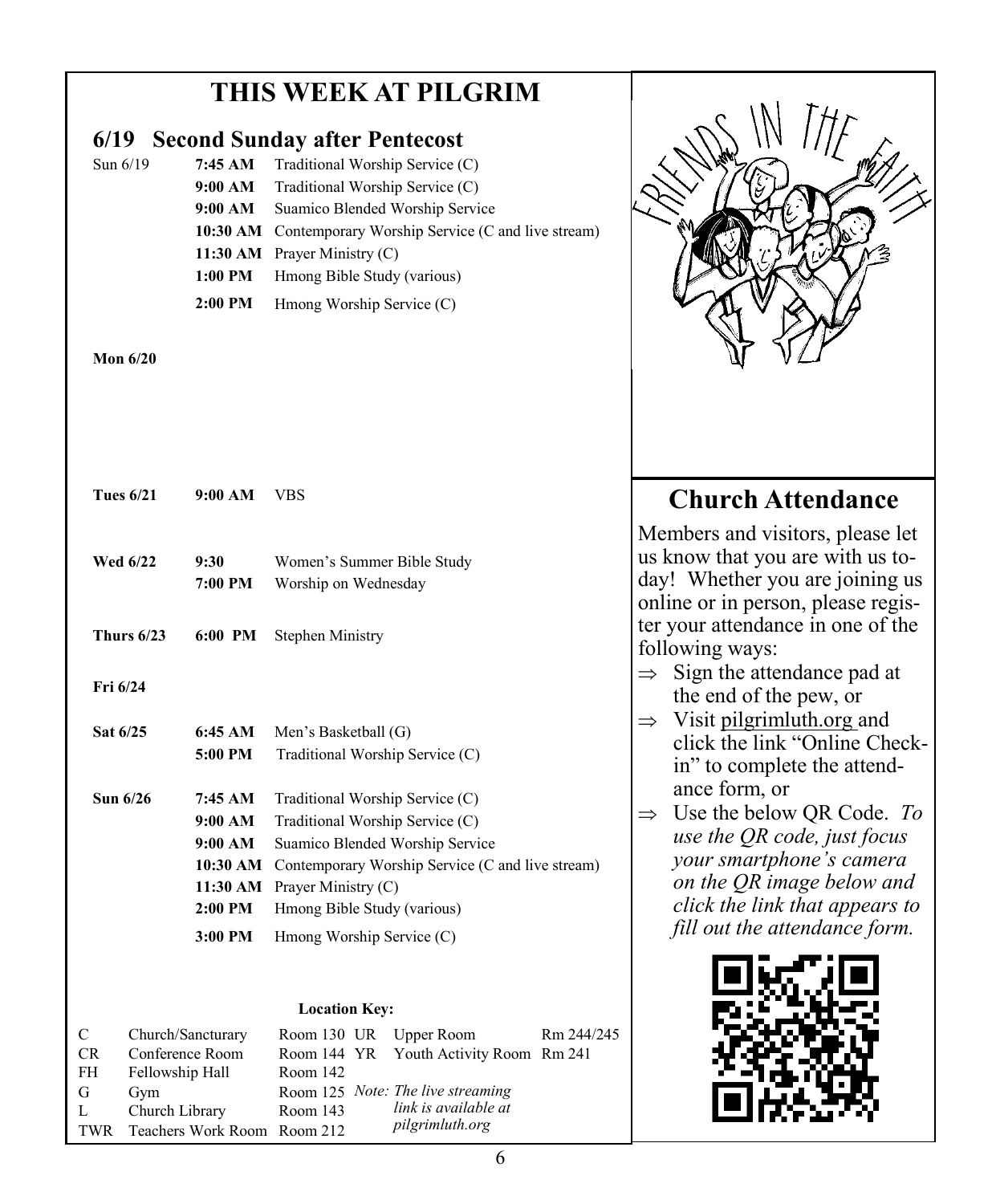# THIS WEEK AT PILGRIM

## 6/19 Second Sunday after Pentecost

| | | |
|---|---|---|
| Sun 6/19 | **7:45 AM** | Traditional Worship Service (C) |
| | **9:00 AM** | Traditional Worship Service (C) |
| | **9:00 AM** | Suamico Blended Worship Service |
| | **10:30 AM** | Contemporary Worship Service (C and live stream) |
| | **11:30 AM** | Prayer Ministry (C) |
| | **1:00 PM** | Hmong Bible Study (various) |
| | **2:00 PM** | Hmong Worship Service (C) |
| **Mon 6/20** | | |
| **Tues 6/21** | **9:00 AM** | VBS |
| **Wed 6/22** | **9:30** | Women's Summer Bible Study |
| | **7:00 PM** | Worship on Wednesday |
| **Thurs 6/23** | **6:00 PM** | Stephen Ministry |
| **Fri 6/24** | | |
| **Sat 6/25** | **6:45 AM** | Men's Basketball (G) |
| | **5:00 PM** | Traditional Worship Service (C) |
| **Sun 6/26** | **7:45 AM** | Traditional Worship Service (C) |
| | **9:00 AM** | Traditional Worship Service (C) |
| | **9:00 AM** | Suamico Blended Worship Service |
| | **10:30 AM** | Contemporary Worship Service (C and live stream) |
| | **11:30 AM** | Prayer Ministry (C) |
| | **2:00 PM** | Hmong Bible Study (various) |
| | **3:00 PM** | Hmong Worship Service (C) |

**Location Key:**

| | | | | | |
|---|---|---|---|---|---|
| C | Church/Sancturary | Room 130 | UR | Upper Room | Rm 244/245 |
| CR | Conference Room | Room 144 | YR | Youth Activity Room | Rm 241 |
| FH | Fellowship Hall | Room 142 | | | |
| G | Gym | Room 125 | | | |
| L | Church Library | Room 143 | | | |
| TWR | Teachers Work Room | Room 212 | | | |

*Note: The live streaming link is available at pilgrimluth.org*

FRIENDS IN THE FAITH

## Church Attendance

Members and visitors, please let us know that you are with us today! Whether you are joining us online or in person, please register your attendance in one of the following ways:

- ⇒ Sign the attendance pad at the end of the pew, or
- ⇒ Visit pilgrimluth.org and click the link "Online Check-in" to complete the attendance form, or
- ⇒ Use the below QR Code. *To use the QR code, just focus your smartphone's camera on the QR image below and click the link that appears to fill out the attendance form.*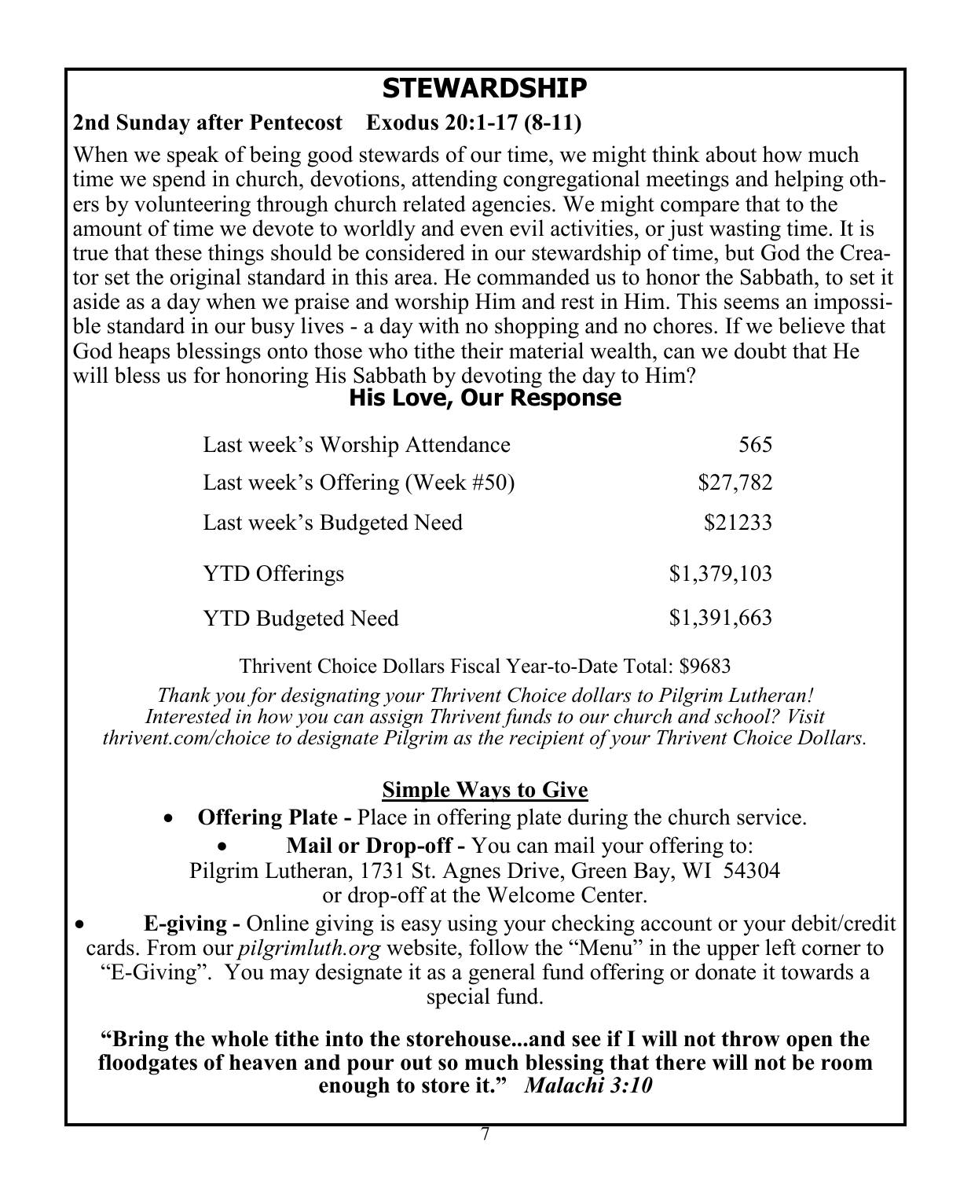# STEWARDSHIP

**2nd Sunday after Pentecost Exodus 20:1-17 (8-11)**

When we speak of being good stewards of our time, we might think about how much time we spend in church, devotions, attending congregational meetings and helping others by volunteering through church related agencies. We might compare that to the amount of time we devote to worldly and even evil activities, or just wasting time. It is true that these things should be considered in our stewardship of time, but God the Creator set the original standard in this area. He commanded us to honor the Sabbath, to set it aside as a day when we praise and worship Him and rest in Him. This seems an impossible standard in our busy lives - a day with no shopping and no chores. If we believe that God heaps blessings onto those who tithe their material wealth, can we doubt that He will bless us for honoring His Sabbath by devoting the day to Him?

## His Love, Our Response

| | |
|---|---|
| Last week's Worship Attendance | 565 |
| Last week's Offering (Week #50) | $27,782 |
| Last week's Budgeted Need | $21233 |
| YTD Offerings | $1,379,103 |
| YTD Budgeted Need | $1,391,663 |

Thrivent Choice Dollars Fiscal Year-to-Date Total: $9683

*Thank you for designating your Thrivent Choice dollars to Pilgrim Lutheran! Interested in how you can assign Thrivent funds to our church and school? Visit thrivent.com/choice to designate Pilgrim as the recipient of your Thrivent Choice Dollars.*

### Simple Ways to Give

- **Offering Plate -** Place in offering plate during the church service.
- **Mail or Drop-off -** You can mail your offering to: Pilgrim Lutheran, 1731 St. Agnes Drive, Green Bay, WI 54304 or drop-off at the Welcome Center.
- **E-giving -** Online giving is easy using your checking account or your debit/credit cards. From our *pilgrimluth.org* website, follow the "Menu" in the upper left corner to "E-Giving". You may designate it as a general fund offering or donate it towards a special fund.

**"Bring the whole tithe into the storehouse...and see if I will not throw open the floodgates of heaven and pour out so much blessing that there will not be room enough to store it."** ***Malachi 3:10***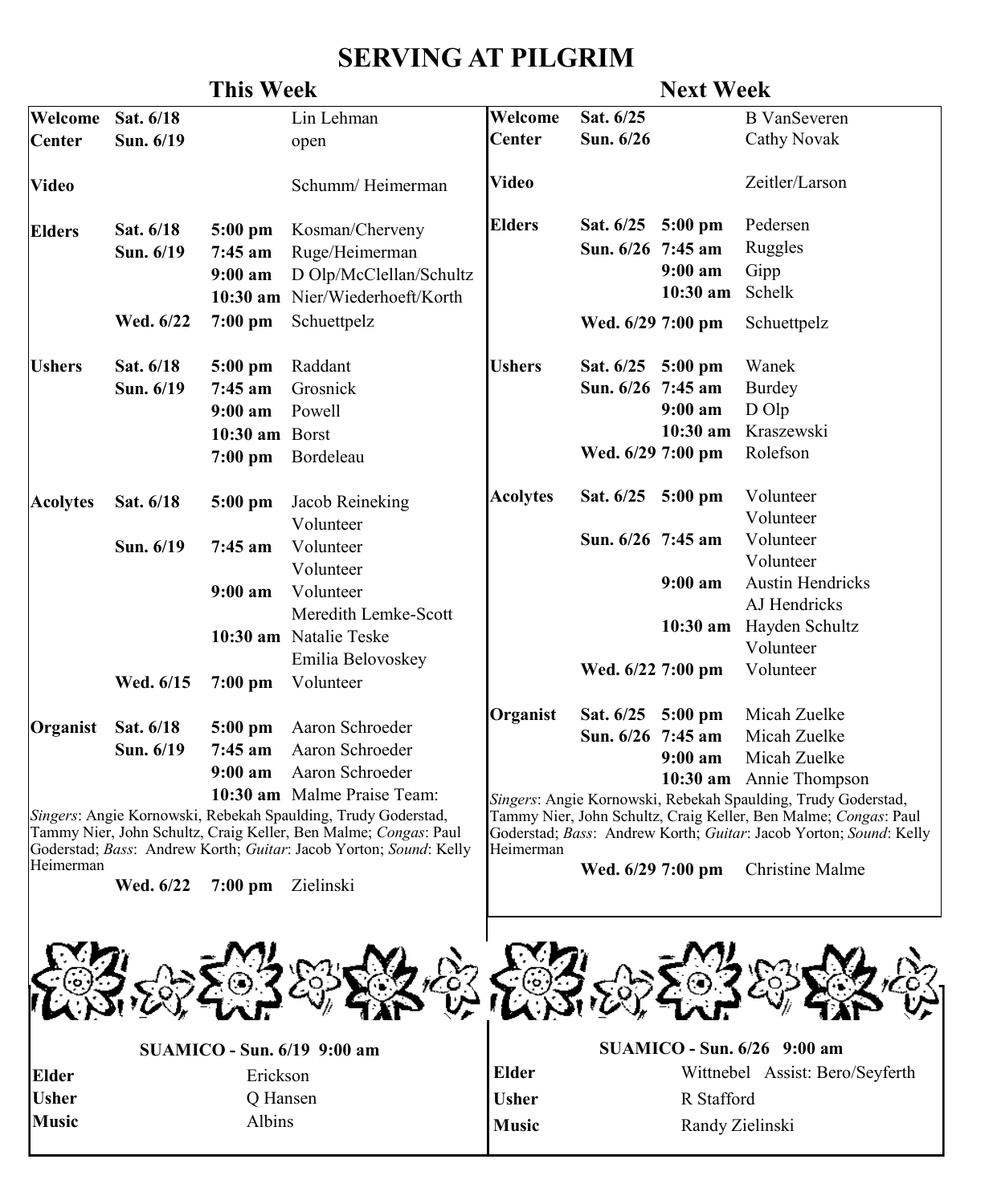# SERVING AT PILGRIM

## This Week

| | | | |
|---|---|---|---|
| **Welcome Center** | **Sat. 6/18** | | Lin Lehman |
| | **Sun. 6/19** | | open |
| **Video** | | | Schumm/ Heimerman |
| **Elders** | **Sat. 6/18** | **5:00 pm** | Kosman/Cherveny |
| | **Sun. 6/19** | **7:45 am** | Ruge/Heimerman |
| | | **9:00 am** | D Olp/McClellan/Schultz |
| | | **10:30 am** | Nier/Wiederhoeft/Korth |
| | **Wed. 6/22** | **7:00 pm** | Schuettpelz |
| **Ushers** | **Sat. 6/18** | **5:00 pm** | Raddant |
| | **Sun. 6/19** | **7:45 am** | Grosnick |
| | | **9:00 am** | Powell |
| | | **10:30 am** | Borst |
| | | **7:00 pm** | Bordeleau |
| **Acolytes** | **Sat. 6/18** | **5:00 pm** | Jacob Reineking<br>Volunteer |
| | **Sun. 6/19** | **7:45 am** | Volunteer<br>Volunteer |
| | | **9:00 am** | Volunteer<br>Meredith Lemke-Scott |
| | | **10:30 am** | Natalie Teske<br>Emilia Belovoskey |
| | **Wed. 6/15** | **7:00 pm** | Volunteer |
| **Organist** | **Sat. 6/18** | **5:00 pm** | Aaron Schroeder |
| | **Sun. 6/19** | **7:45 am** | Aaron Schroeder |
| | | **9:00 am** | Aaron Schroeder |
| | | **10:30 am** | Malme Praise Team: |

*Singers*: Angie Kornowski, Rebekah Spaulding, Trudy Goderstad, Tammy Nier, John Schultz, Craig Keller, Ben Malme; *Congas*: Paul Goderstad; *Bass*: Andrew Korth; *Guitar*: Jacob Yorton; *Sound*: Kelly Heimerman

**Wed. 6/22** **7:00 pm** Zielinski

### SUAMICO - Sun. 6/19 9:00 am

| | |
|---|---|
| **Elder** | Erickson |
| **Usher** | Q Hansen |
| **Music** | Albins |

## Next Week

| | | | |
|---|---|---|---|
| **Welcome Center** | **Sat. 6/25** | | B VanSeveren |
| | **Sun. 6/26** | | Cathy Novak |
| **Video** | | | Zeitler/Larson |
| **Elders** | **Sat. 6/25** | **5:00 pm** | Pedersen |
| | **Sun. 6/26** | **7:45 am** | Ruggles |
| | | **9:00 am** | Gipp |
| | | **10:30 am** | Schelk |
| | **Wed. 6/29** | **7:00 pm** | Schuettpelz |
| **Ushers** | **Sat. 6/25** | **5:00 pm** | Wanek |
| | **Sun. 6/26** | **7:45 am** | Burdey |
| | | **9:00 am** | D Olp |
| | | **10:30 am** | Kraszewski |
| | **Wed. 6/29** | **7:00 pm** | Rolefson |
| **Acolytes** | **Sat. 6/25** | **5:00 pm** | Volunteer<br>Volunteer |
| | **Sun. 6/26** | **7:45 am** | Volunteer<br>Volunteer |
| | | **9:00 am** | Austin Hendricks<br>AJ Hendricks |
| | | **10:30 am** | Hayden Schultz<br>Volunteer |
| | **Wed. 6/22** | **7:00 pm** | Volunteer |
| **Organist** | **Sat. 6/25** | **5:00 pm** | Micah Zuelke |
| | **Sun. 6/26** | **7:45 am** | Micah Zuelke |
| | | **9:00 am** | Micah Zuelke |
| | | **10:30 am** | Annie Thompson |

*Singers*: Angie Kornowski, Rebekah Spaulding, Trudy Goderstad, Tammy Nier, John Schultz, Craig Keller, Ben Malme; *Congas*: Paul Goderstad; *Bass*: Andrew Korth; *Guitar*: Jacob Yorton; *Sound*: Kelly Heimerman

**Wed. 6/29** **7:00 pm** Christine Malme

### SUAMICO - Sun. 6/26 9:00 am

| | |
|---|---|
| **Elder** | Wittnebel Assist: Bero/Seyferth |
| **Usher** | R Stafford |
| **Music** | Randy Zielinski |